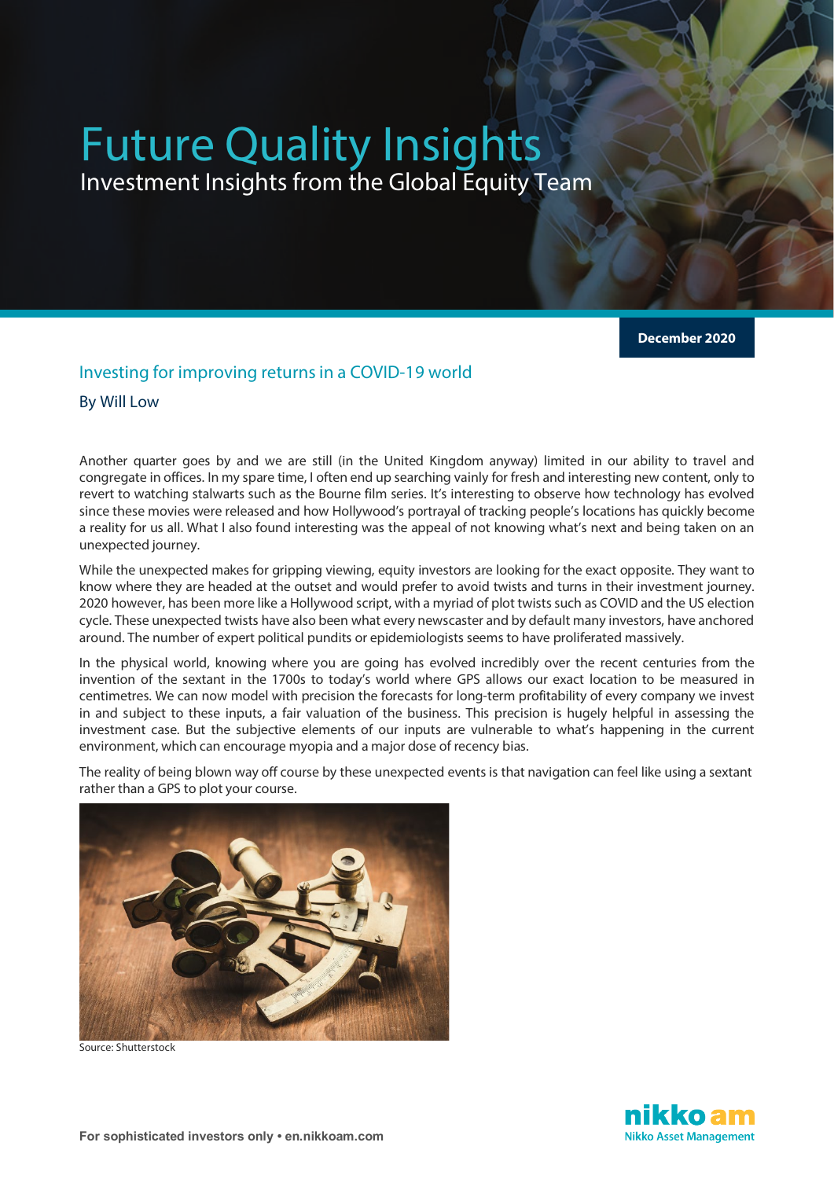# Future Quality Insights

Investment Insights from the Global Equity Team

**December 2020**

## Investing for improving returns in a COVID-19 world

By Will Low

Another quarter goes by and we are still (in the United Kingdom anyway) limited in our ability to travel and congregate in offices. In my spare time, I often end up searching vainly for fresh and interesting new content, only to revert to watching stalwarts such as the Bourne film series. It's interesting to observe how technology has evolved since these movies were released and how Hollywood's portrayal of tracking people's locations has quickly become a reality for us all. What I also found interesting was the appeal of not knowing what's next and being taken on an unexpected journey.

While the unexpected makes for gripping viewing, equity investors are looking for the exact opposite. They want to know where they are headed at the outset and would prefer to avoid twists and turns in their investment journey. 2020 however, has been more like a Hollywood script, with a myriad of plot twists such as COVID and the US election cycle. These unexpected twists have also been what every newscaster and by default many investors, have anchored around. The number of expert political pundits or epidemiologists seems to have proliferated massively.

In the physical world, knowing where you are going has evolved incredibly over the recent centuries from the invention of the sextant in the 1700s to today's world where GPS allows our exact location to be measured in centimetres. We can now model with precision the forecasts for long-term profitability of every company we invest in and subject to these inputs, a fair valuation of the business. This precision is hugely helpful in assessing the investment case. But the subjective elements of our inputs are vulnerable to what's happening in the current environment, which can encourage myopia and a major dose of recency bias.

The reality of being blown way off course by these unexpected events is that navigation can feel like using a sextant rather than a GPS to plot your course.

Source: Shutterstock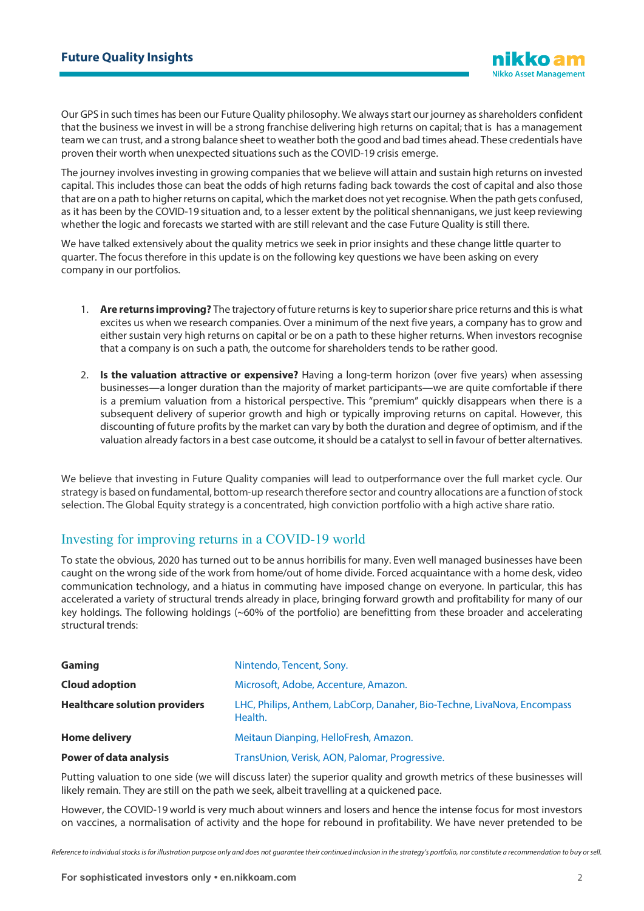Our GPS in such times has been our Future Quality philosophy. We always start our journey as shareholders confident that the business we invest in will be a strong franchise delivering high returns on capital; that is has a management team we can trust, and a strong balance sheet to weather both the good and bad times ahead. These credentials have proven their worth when unexpected situations such as the COVID-19 crisis emerge.

The journey involves investing in growing companies that we believe will attain and sustain high returns on invested capital. This includes those can beat the odds of high returns fading back towards the cost of capital and also those that are on a path to higher returns on capital, which the market does not yet recognise. When the path gets confused, as it has been by the COVID-19 situation and, to a lesser extent by the political shennanigans, we just keep reviewing whether the logic and forecasts we started with are still relevant and the case Future Quality is still there.

We have talked extensively about the quality metrics we seek in prior insights and these change little quarter to quarter. The focus therefore in this update is on the following key questions we have been asking on every company in our portfolios.

1. **Are returns improving?** The trajectory of future returns is key to superior share price returns and this is what excites us when we research companies. Over a minimum of the next five years, a company has to grow and either sustain very high returns on capital or be on a path to these higher returns. When investors recognise that a company is on such a path, the outcome for shareholders tends to be rather good.

2. **Is the valuation attractive or expensive?** Having a long-term horizon (over five years) when assessing businesses—a longer duration than the majority of market participants—we are quite comfortable if there is a premium valuation from a historical perspective. This "premium" quickly disappears when there is a subsequent delivery of superior growth and high or typically improving returns on capital. However, this discounting of future profits by the market can vary by both the duration and degree of optimism, and if the valuation already factors in a best case outcome, it should be a catalyst to sell in favour of better alternatives.

We believe that investing in Future Quality companies will lead to outperformance over the full market cycle. Our strategy is based on fundamental, bottom-up research therefore sector and country allocations are a function of stock selection. The Global Equity strategy is a concentrated, high conviction portfolio with a high active share ratio.

## Investing for improving returns in a COVID-19 world

To state the obvious, 2020 has turned out to be annus horribilis for many. Even well managed businesses have been caught on the wrong side of the work from home/out of home divide. Forced acquaintance with a home desk, video communication technology, and a hiatus in commuting have imposed change on everyone. In particular, this has accelerated a variety of structural trends already in place, bringing forward growth and profitability for many of our key holdings. The following holdings (~60% of the portfolio) are benefitting from these broader and accelerating structural trends:

| | |
|---|---|
| **Gaming** | Nintendo, Tencent, Sony. |
| **Cloud adoption** | Microsoft, Adobe, Accenture, Amazon. |
| **Healthcare solution providers** | LHC, Philips, Anthem, LabCorp, Danaher, Bio-Techne, LivaNova, Encompass Health. |
| **Home delivery** | Meitaun Dianping, HelloFresh, Amazon. |
| **Power of data analysis** | TransUnion, Verisk, AON, Palomar, Progressive. |

Putting valuation to one side (we will discuss later) the superior quality and growth metrics of these businesses will likely remain. They are still on the path we seek, albeit travelling at a quickened pace.

However, the COVID-19 world is very much about winners and losers and hence the intense focus for most investors on vaccines, a normalisation of activity and the hope for rebound in profitability. We have never pretended to be

*Reference to individual stocks is for illustration purpose only and does not guarantee their continued inclusion in the strategy's portfolio, nor constitute a recommendation to buy or sell.*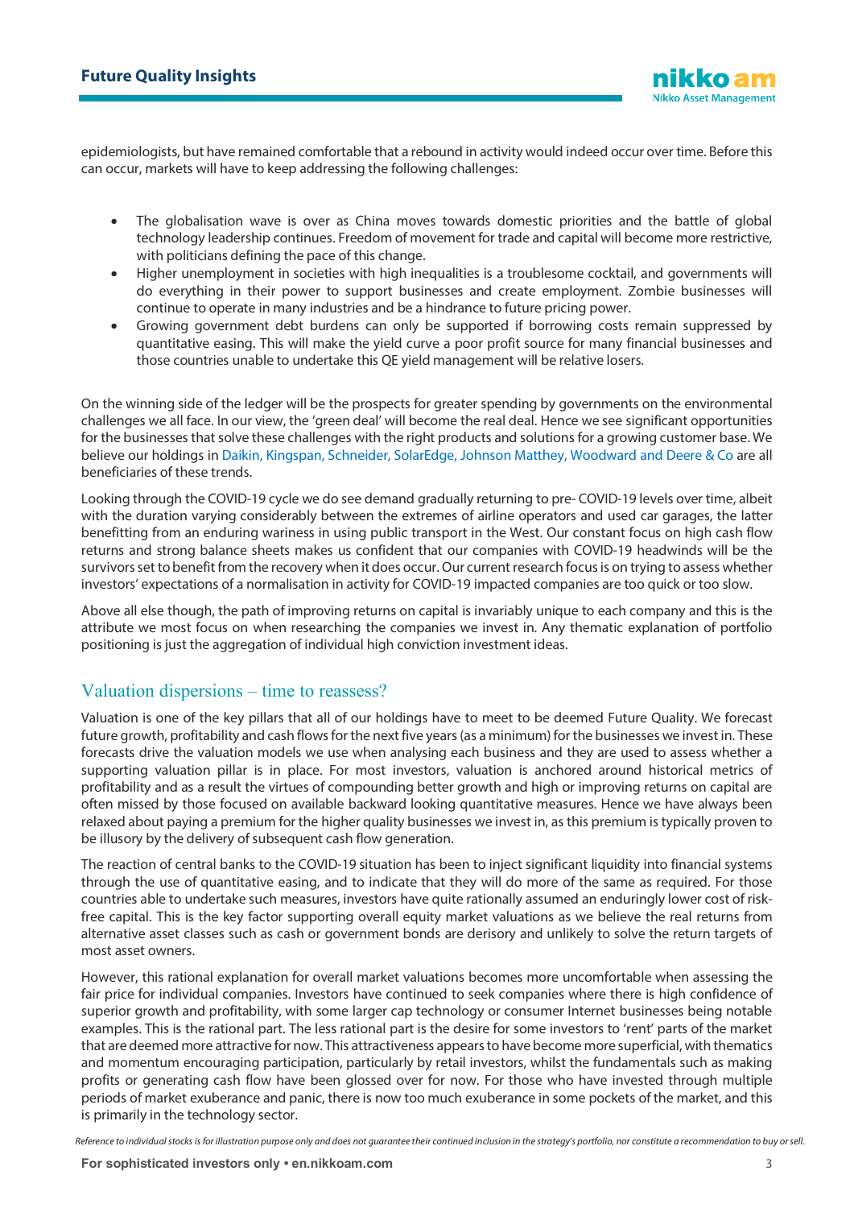epidemiologists, but have remained comfortable that a rebound in activity would indeed occur over time. Before this can occur, markets will have to keep addressing the following challenges:

- The globalisation wave is over as China moves towards domestic priorities and the battle of global technology leadership continues. Freedom of movement for trade and capital will become more restrictive, with politicians defining the pace of this change.
- Higher unemployment in societies with high inequalities is a troublesome cocktail, and governments will do everything in their power to support businesses and create employment. Zombie businesses will continue to operate in many industries and be a hindrance to future pricing power.
- Growing government debt burdens can only be supported if borrowing costs remain suppressed by quantitative easing. This will make the yield curve a poor profit source for many financial businesses and those countries unable to undertake this QE yield management will be relative losers.

On the winning side of the ledger will be the prospects for greater spending by governments on the environmental challenges we all face. In our view, the 'green deal' will become the real deal. Hence we see significant opportunities for the businesses that solve these challenges with the right products and solutions for a growing customer base. We believe our holdings in Daikin, Kingspan, Schneider, SolarEdge, Johnson Matthey, Woodward and Deere & Co are all beneficiaries of these trends.

Looking through the COVID-19 cycle we do see demand gradually returning to pre- COVID-19 levels over time, albeit with the duration varying considerably between the extremes of airline operators and used car garages, the latter benefitting from an enduring wariness in using public transport in the West. Our constant focus on high cash flow returns and strong balance sheets makes us confident that our companies with COVID-19 headwinds will be the survivors set to benefit from the recovery when it does occur. Our current research focus is on trying to assess whether investors' expectations of a normalisation in activity for COVID-19 impacted companies are too quick or too slow.

Above all else though, the path of improving returns on capital is invariably unique to each company and this is the attribute we most focus on when researching the companies we invest in. Any thematic explanation of portfolio positioning is just the aggregation of individual high conviction investment ideas.

## Valuation dispersions – time to reassess?

Valuation is one of the key pillars that all of our holdings have to meet to be deemed Future Quality. We forecast future growth, profitability and cash flows for the next five years (as a minimum) for the businesses we invest in. These forecasts drive the valuation models we use when analysing each business and they are used to assess whether a supporting valuation pillar is in place. For most investors, valuation is anchored around historical metrics of profitability and as a result the virtues of compounding better growth and high or improving returns on capital are often missed by those focused on available backward looking quantitative measures. Hence we have always been relaxed about paying a premium for the higher quality businesses we invest in, as this premium is typically proven to be illusory by the delivery of subsequent cash flow generation.

The reaction of central banks to the COVID-19 situation has been to inject significant liquidity into financial systems through the use of quantitative easing, and to indicate that they will do more of the same as required. For those countries able to undertake such measures, investors have quite rationally assumed an enduringly lower cost of risk-free capital. This is the key factor supporting overall equity market valuations as we believe the real returns from alternative asset classes such as cash or government bonds are derisory and unlikely to solve the return targets of most asset owners.

However, this rational explanation for overall market valuations becomes more uncomfortable when assessing the fair price for individual companies. Investors have continued to seek companies where there is high confidence of superior growth and profitability, with some larger cap technology or consumer Internet businesses being notable examples. This is the rational part. The less rational part is the desire for some investors to 'rent' parts of the market that are deemed more attractive for now. This attractiveness appears to have become more superficial, with thematics and momentum encouraging participation, particularly by retail investors, whilst the fundamentals such as making profits or generating cash flow have been glossed over for now. For those who have invested through multiple periods of market exuberance and panic, there is now too much exuberance in some pockets of the market, and this is primarily in the technology sector.

*Reference to individual stocks is for illustration purpose only and does not guarantee their continued inclusion in the strategy's portfolio, nor constitute a recommendation to buy or sell.*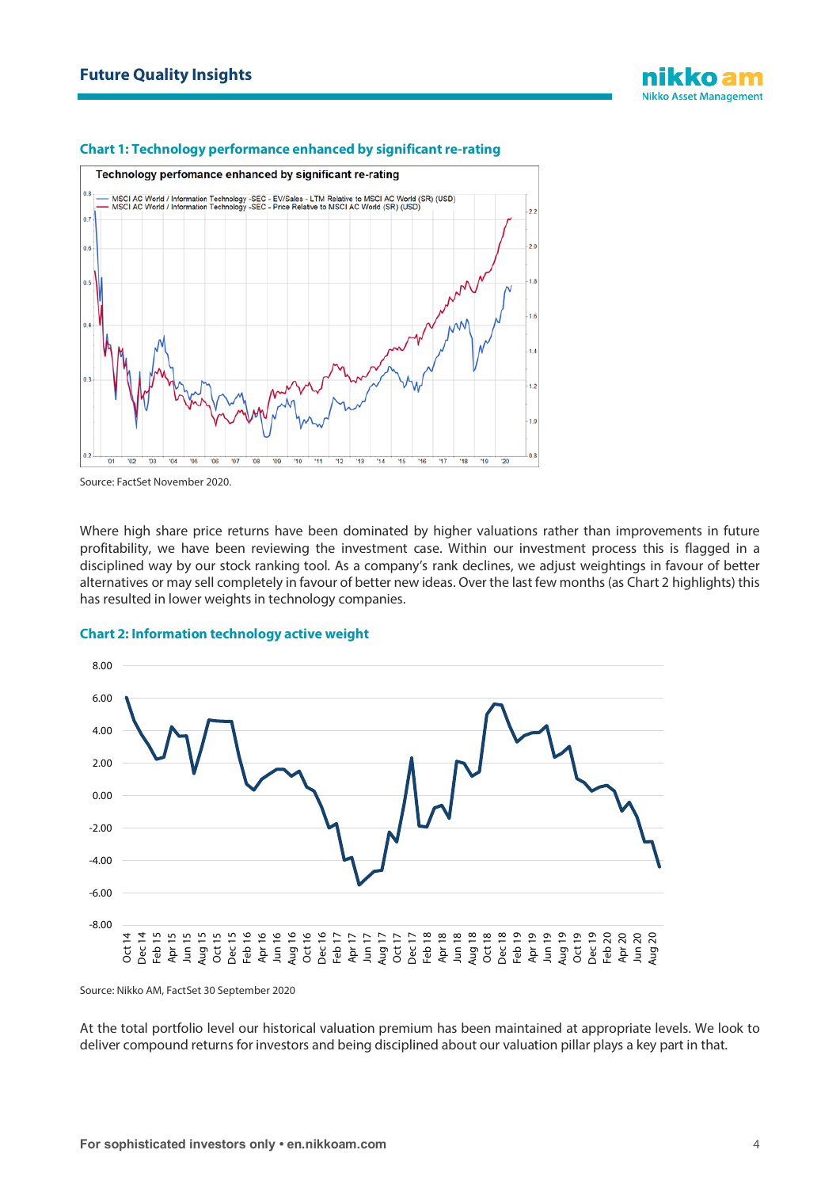### Chart 1: Technology performance enhanced by significant re-rating

Source: FactSet November 2020.

Where high share price returns have been dominated by higher valuations rather than improvements in future profitability, we have been reviewing the investment case. Within our investment process this is flagged in a disciplined way by our stock ranking tool. As a company's rank declines, we adjust weightings in favour of better alternatives or may sell completely in favour of better new ideas. Over the last few months (as Chart 2 highlights) this has resulted in lower weights in technology companies.

### Chart 2: Information technology active weight

Source: Nikko AM, FactSet 30 September 2020

At the total portfolio level our historical valuation premium has been maintained at appropriate levels. We look to deliver compound returns for investors and being disciplined about our valuation pillar plays a key part in that.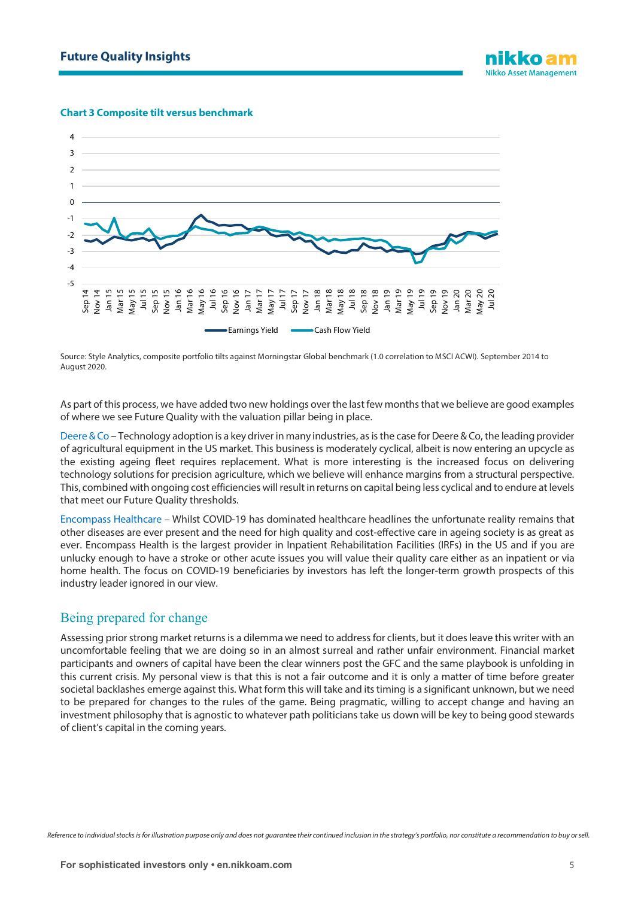**Chart 3 Composite tilt versus benchmark**

Source: Style Analytics, composite portfolio tilts against Morningstar Global benchmark (1.0 correlation to MSCI ACWI). September 2014 to August 2020.

As part of this process, we have added two new holdings over the last few months that we believe are good examples of where we see Future Quality with the valuation pillar being in place.

Deere & Co – Technology adoption is a key driver in many industries, as is the case for Deere & Co, the leading provider of agricultural equipment in the US market. This business is moderately cyclical, albeit is now entering an upcycle as the existing ageing fleet requires replacement. What is more interesting is the increased focus on delivering technology solutions for precision agriculture, which we believe will enhance margins from a structural perspective. This, combined with ongoing cost efficiencies will result in returns on capital being less cyclical and to endure at levels that meet our Future Quality thresholds.

Encompass Healthcare – Whilst COVID-19 has dominated healthcare headlines the unfortunate reality remains that other diseases are ever present and the need for high quality and cost-effective care in ageing society is as great as ever. Encompass Health is the largest provider in Inpatient Rehabilitation Facilities (IRFs) in the US and if you are unlucky enough to have a stroke or other acute issues you will value their quality care either as an inpatient or via home health. The focus on COVID-19 beneficiaries by investors has left the longer-term growth prospects of this industry leader ignored in our view.

## Being prepared for change

Assessing prior strong market returns is a dilemma we need to address for clients, but it does leave this writer with an uncomfortable feeling that we are doing so in an almost surreal and rather unfair environment. Financial market participants and owners of capital have been the clear winners post the GFC and the same playbook is unfolding in this current crisis. My personal view is that this is not a fair outcome and it is only a matter of time before greater societal backlashes emerge against this. What form this will take and its timing is a significant unknown, but we need to be prepared for changes to the rules of the game. Being pragmatic, willing to accept change and having an investment philosophy that is agnostic to whatever path politicians take us down will be key to being good stewards of client's capital in the coming years.

*Reference to individual stocks is for illustration purpose only and does not guarantee their continued inclusion in the strategy's portfolio, nor constitute a recommendation to buy or sell.*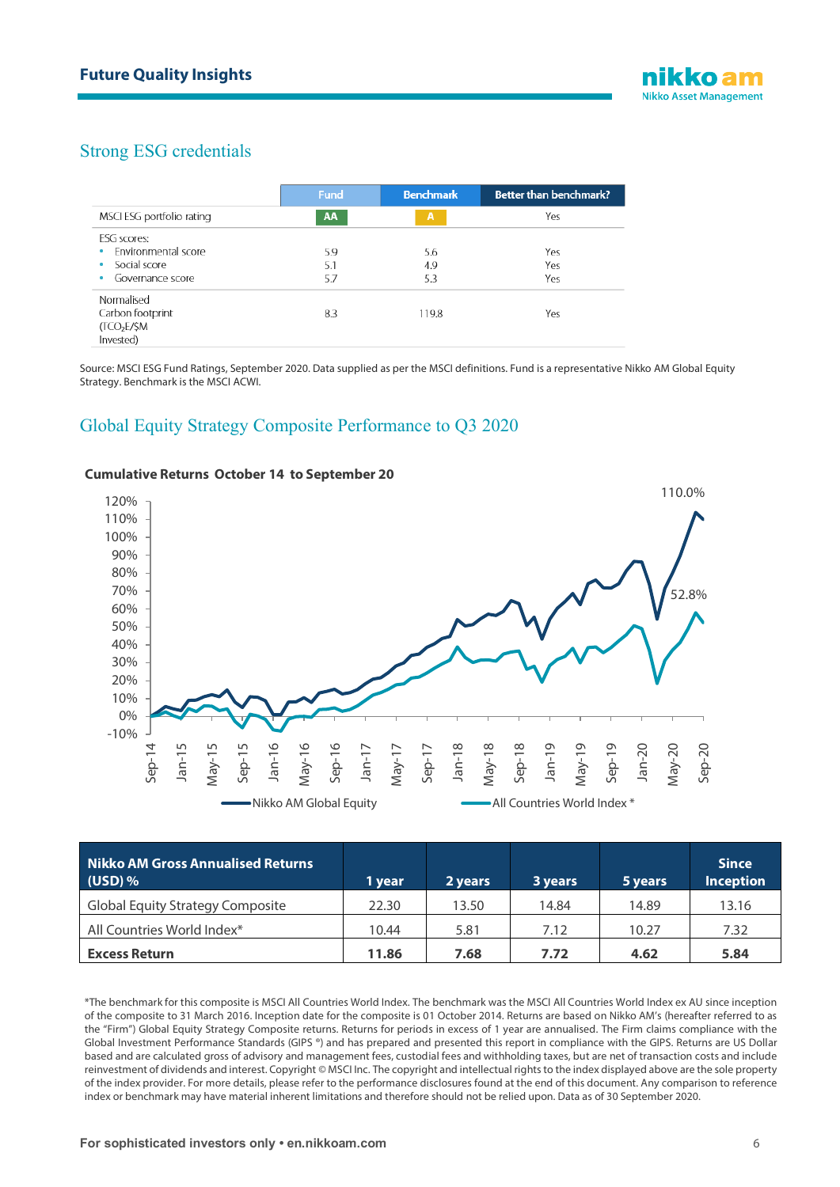## Strong ESG credentials

| | Fund | Benchmark | Better than benchmark? |
|---|---|---|---|
| MSCI ESG portfolio rating | AA | A | Yes |
| ESG scores:<br>• Environmental score<br>• Social score<br>• Governance score | <br>5.9<br>5.1<br>5.7 | <br>5.6<br>4.9<br>5.3 | <br>Yes<br>Yes<br>Yes |
| Normalised Carbon footprint ($TCO_2E$/$M Invested) | 8.3 | 119.8 | Yes |

Source: MSCI ESG Fund Ratings, September 2020. Data supplied as per the MSCI definitions. Fund is a representative Nikko AM Global Equity Strategy. Benchmark is the MSCI ACWI.

## Global Equity Strategy Composite Performance to Q3 2020

**Cumulative Returns October 14 to September 20**

Nikko AM Global Equity: 110.0%
All Countries World Index *: 52.8%

| Nikko AM Gross Annualised Returns (USD) % | 1 year | 2 years | 3 years | 5 years | Since Inception |
|---|---|---|---|---|---|
| Global Equity Strategy Composite | 22.30 | 13.50 | 14.84 | 14.89 | 13.16 |
| All Countries World Index* | 10.44 | 5.81 | 7.12 | 10.27 | 7.32 |
| **Excess Return** | **11.86** | **7.68** | **7.72** | **4.62** | **5.84** |

*The benchmark for this composite is MSCI All Countries World Index. The benchmark was the MSCI All Countries World Index ex AU since inception of the composite to 31 March 2016. Inception date for the composite is 01 October 2014. Returns are based on Nikko AM's (hereafter referred to as the "Firm") Global Equity Strategy Composite returns. Returns for periods in excess of 1 year are annualised. The Firm claims compliance with the Global Investment Performance Standards (GIPS ®) and has prepared and presented this report in compliance with the GIPS. Returns are US Dollar based and are calculated gross of advisory and management fees, custodial fees and withholding taxes, but are net of transaction costs and include reinvestment of dividends and interest. Copyright © MSCI Inc. The copyright and intellectual rights to the index displayed above are the sole property of the index provider. For more details, please refer to the performance disclosures found at the end of this document. Any comparison to reference index or benchmark may have material inherent limitations and therefore should not be relied upon. Data as of 30 September 2020.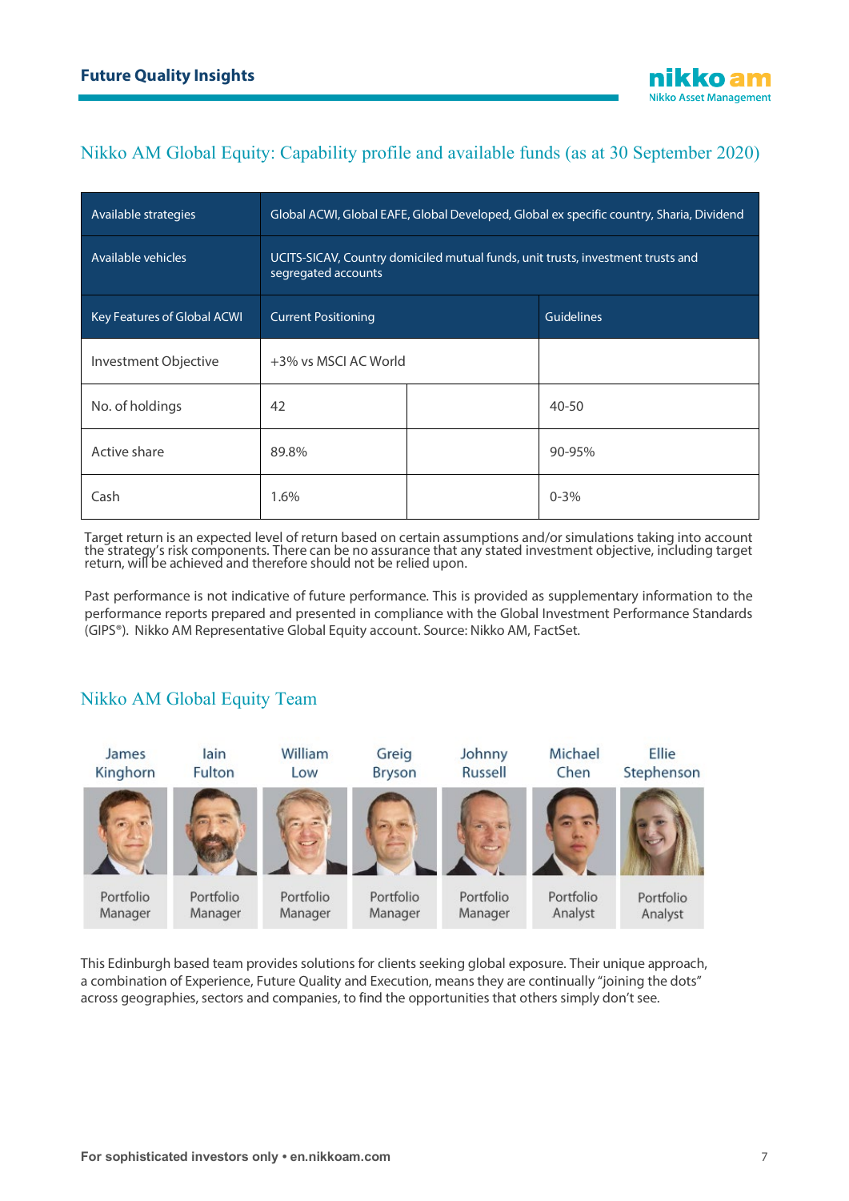## Nikko AM Global Equity: Capability profile and available funds (as at 30 September 2020)

| Available strategies | Global ACWI, Global EAFE, Global Developed, Global ex specific country, Sharia, Dividend | | |
|---|---|---|---|
| Available vehicles | UCITS-SICAV, Country domiciled mutual funds, unit trusts, investment trusts and segregated accounts | | |
| Key Features of Global ACWI | Current Positioning | | Guidelines |
| Investment Objective | +3% vs MSCI AC World | | |
| No. of holdings | 42 | | 40-50 |
| Active share | 89.8% | | 90-95% |
| Cash | 1.6% | | 0-3% |

Target return is an expected level of return based on certain assumptions and/or simulations taking into account the strategy's risk components. There can be no assurance that any stated investment objective, including target return, will be achieved and therefore should not be relied upon.

Past performance is not indicative of future performance. This is provided as supplementary information to the performance reports prepared and presented in compliance with the Global Investment Performance Standards (GIPS®). Nikko AM Representative Global Equity account. Source: Nikko AM, FactSet.

## Nikko AM Global Equity Team

| James Kinghorn | Iain Fulton | William Low | Greig Bryson | Johnny Russell | Michael Chen | Ellie Stephenson |
|---|---|---|---|---|---|---|
| Portfolio Manager | Portfolio Manager | Portfolio Manager | Portfolio Manager | Portfolio Manager | Portfolio Analyst | Portfolio Analyst |

This Edinburgh based team provides solutions for clients seeking global exposure. Their unique approach, a combination of Experience, Future Quality and Execution, means they are continually "joining the dots" across geographies, sectors and companies, to find the opportunities that others simply don't see.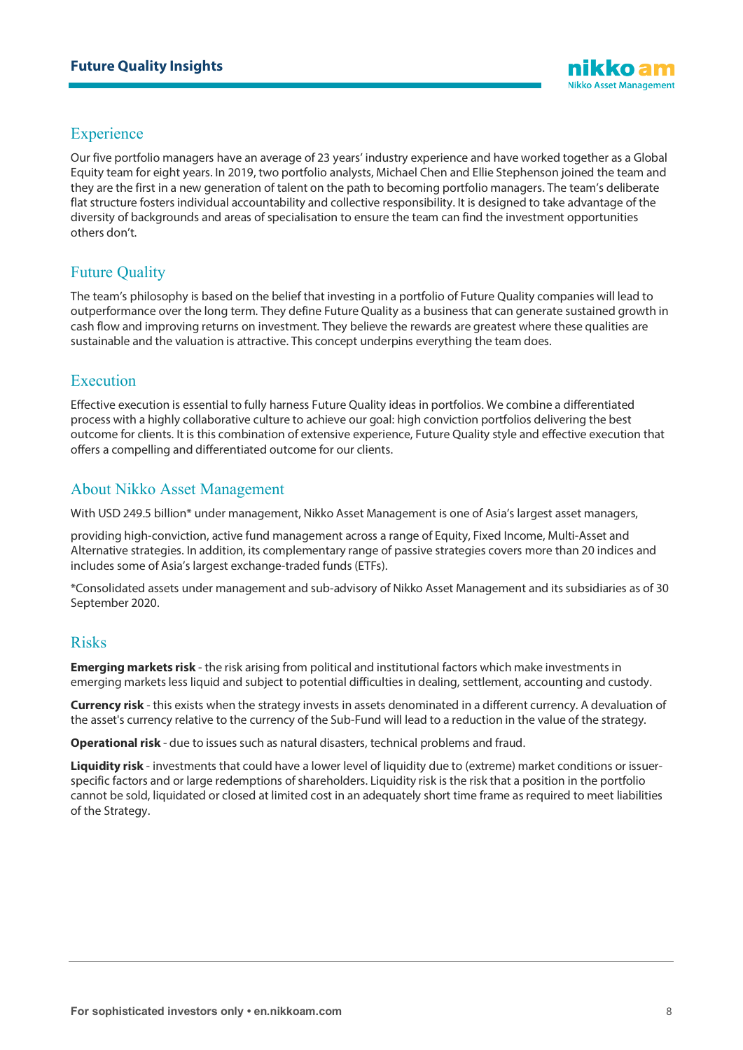## Experience

Our five portfolio managers have an average of 23 years' industry experience and have worked together as a Global Equity team for eight years. In 2019, two portfolio analysts, Michael Chen and Ellie Stephenson joined the team and they are the first in a new generation of talent on the path to becoming portfolio managers. The team's deliberate flat structure fosters individual accountability and collective responsibility. It is designed to take advantage of the diversity of backgrounds and areas of specialisation to ensure the team can find the investment opportunities others don't.

## Future Quality

The team's philosophy is based on the belief that investing in a portfolio of Future Quality companies will lead to outperformance over the long term. They define Future Quality as a business that can generate sustained growth in cash flow and improving returns on investment. They believe the rewards are greatest where these qualities are sustainable and the valuation is attractive. This concept underpins everything the team does.

## Execution

Effective execution is essential to fully harness Future Quality ideas in portfolios. We combine a differentiated process with a highly collaborative culture to achieve our goal: high conviction portfolios delivering the best outcome for clients. It is this combination of extensive experience, Future Quality style and effective execution that offers a compelling and differentiated outcome for our clients.

## About Nikko Asset Management

With USD 249.5 billion* under management, Nikko Asset Management is one of Asia's largest asset managers,

providing high-conviction, active fund management across a range of Equity, Fixed Income, Multi-Asset and Alternative strategies. In addition, its complementary range of passive strategies covers more than 20 indices and includes some of Asia's largest exchange-traded funds (ETFs).

*Consolidated assets under management and sub-advisory of Nikko Asset Management and its subsidiaries as of 30 September 2020.

## Risks

**Emerging markets risk** - the risk arising from political and institutional factors which make investments in emerging markets less liquid and subject to potential difficulties in dealing, settlement, accounting and custody.

**Currency risk** - this exists when the strategy invests in assets denominated in a different currency. A devaluation of the asset's currency relative to the currency of the Sub-Fund will lead to a reduction in the value of the strategy.

**Operational risk** - due to issues such as natural disasters, technical problems and fraud.

**Liquidity risk** - investments that could have a lower level of liquidity due to (extreme) market conditions or issuer-specific factors and or large redemptions of shareholders. Liquidity risk is the risk that a position in the portfolio cannot be sold, liquidated or closed at limited cost in an adequately short time frame as required to meet liabilities of the Strategy.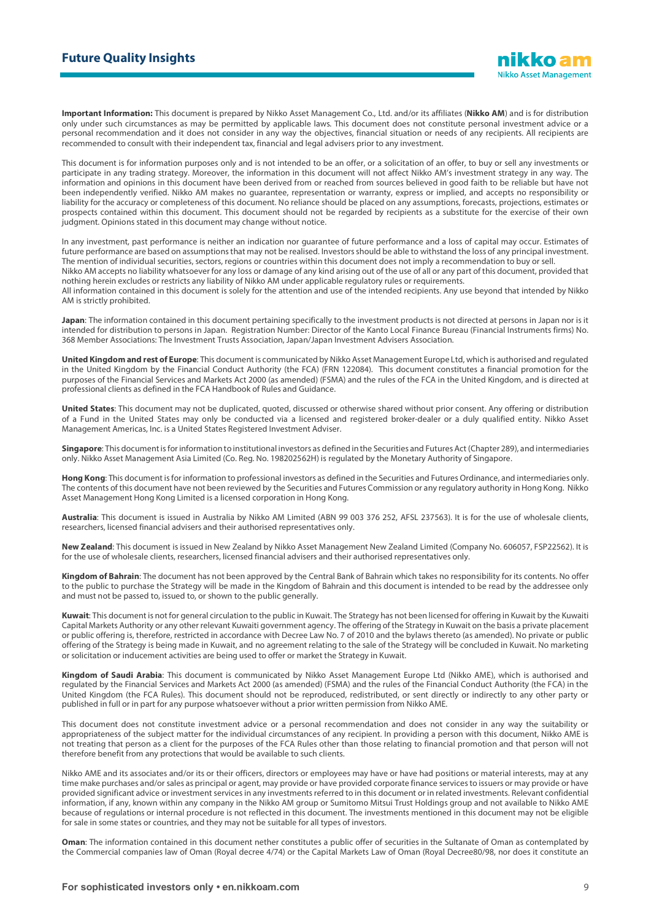**Important Information:** This document is prepared by Nikko Asset Management Co., Ltd. and/or its affiliates (**Nikko AM**) and is for distribution only under such circumstances as may be permitted by applicable laws. This document does not constitute personal investment advice or a personal recommendation and it does not consider in any way the objectives, financial situation or needs of any recipients. All recipients are recommended to consult with their independent tax, financial and legal advisers prior to any investment.

This document is for information purposes only and is not intended to be an offer, or a solicitation of an offer, to buy or sell any investments or participate in any trading strategy. Moreover, the information in this document will not affect Nikko AM's investment strategy in any way. The information and opinions in this document have been derived from or reached from sources believed in good faith to be reliable but have not been independently verified. Nikko AM makes no guarantee, representation or warranty, express or implied, and accepts no responsibility or liability for the accuracy or completeness of this document. No reliance should be placed on any assumptions, forecasts, projections, estimates or prospects contained within this document. This document should not be regarded by recipients as a substitute for the exercise of their own judgment. Opinions stated in this document may change without notice.

In any investment, past performance is neither an indication nor guarantee of future performance and a loss of capital may occur. Estimates of future performance are based on assumptions that may not be realised. Investors should be able to withstand the loss of any principal investment. The mention of individual securities, sectors, regions or countries within this document does not imply a recommendation to buy or sell.
Nikko AM accepts no liability whatsoever for any loss or damage of any kind arising out of the use of all or any part of this document, provided that nothing herein excludes or restricts any liability of Nikko AM under applicable regulatory rules or requirements.
All information contained in this document is solely for the attention and use of the intended recipients. Any use beyond that intended by Nikko AM is strictly prohibited.

**Japan**: The information contained in this document pertaining specifically to the investment products is not directed at persons in Japan nor is it intended for distribution to persons in Japan. Registration Number: Director of the Kanto Local Finance Bureau (Financial Instruments firms) No. 368 Member Associations: The Investment Trusts Association, Japan/Japan Investment Advisers Association.

**United Kingdom and rest of Europe**: This document is communicated by Nikko Asset Management Europe Ltd, which is authorised and regulated in the United Kingdom by the Financial Conduct Authority (the FCA) (FRN 122084). This document constitutes a financial promotion for the purposes of the Financial Services and Markets Act 2000 (as amended) (FSMA) and the rules of the FCA in the United Kingdom, and is directed at professional clients as defined in the FCA Handbook of Rules and Guidance.

**United States**: This document may not be duplicated, quoted, discussed or otherwise shared without prior consent. Any offering or distribution of a Fund in the United States may only be conducted via a licensed and registered broker-dealer or a duly qualified entity. Nikko Asset Management Americas, Inc. is a United States Registered Investment Adviser.

**Singapore**: This document is for information to institutional investors as defined in the Securities and Futures Act (Chapter 289), and intermediaries only. Nikko Asset Management Asia Limited (Co. Reg. No. 198202562H) is regulated by the Monetary Authority of Singapore.

**Hong Kong**: This document is for information to professional investors as defined in the Securities and Futures Ordinance, and intermediaries only. The contents of this document have not been reviewed by the Securities and Futures Commission or any regulatory authority in Hong Kong. Nikko Asset Management Hong Kong Limited is a licensed corporation in Hong Kong.

**Australia**: This document is issued in Australia by Nikko AM Limited (ABN 99 003 376 252, AFSL 237563). It is for the use of wholesale clients, researchers, licensed financial advisers and their authorised representatives only.

**New Zealand**: This document is issued in New Zealand by Nikko Asset Management New Zealand Limited (Company No. 606057, FSP22562). It is for the use of wholesale clients, researchers, licensed financial advisers and their authorised representatives only.

**Kingdom of Bahrain**: The document has not been approved by the Central Bank of Bahrain which takes no responsibility for its contents. No offer to the public to purchase the Strategy will be made in the Kingdom of Bahrain and this document is intended to be read by the addressee only and must not be passed to, issued to, or shown to the public generally.

**Kuwait**: This document is not for general circulation to the public in Kuwait. The Strategy has not been licensed for offering in Kuwait by the Kuwaiti Capital Markets Authority or any other relevant Kuwaiti government agency. The offering of the Strategy in Kuwait on the basis a private placement or public offering is, therefore, restricted in accordance with Decree Law No. 7 of 2010 and the bylaws thereto (as amended). No private or public offering of the Strategy is being made in Kuwait, and no agreement relating to the sale of the Strategy will be concluded in Kuwait. No marketing or solicitation or inducement activities are being used to offer or market the Strategy in Kuwait.

**Kingdom of Saudi Arabia**: This document is communicated by Nikko Asset Management Europe Ltd (Nikko AME), which is authorised and regulated by the Financial Services and Markets Act 2000 (as amended) (FSMA) and the rules of the Financial Conduct Authority (the FCA) in the United Kingdom (the FCA Rules). This document should not be reproduced, redistributed, or sent directly or indirectly to any other party or published in full or in part for any purpose whatsoever without a prior written permission from Nikko AME.

This document does not constitute investment advice or a personal recommendation and does not consider in any way the suitability or appropriateness of the subject matter for the individual circumstances of any recipient. In providing a person with this document, Nikko AME is not treating that person as a client for the purposes of the FCA Rules other than those relating to financial promotion and that person will not therefore benefit from any protections that would be available to such clients.

Nikko AME and its associates and/or its or their officers, directors or employees may have or have had positions or material interests, may at any time make purchases and/or sales as principal or agent, may provide or have provided corporate finance services to issuers or may provide or have provided significant advice or investment services in any investments referred to in this document or in related investments. Relevant confidential information, if any, known within any company in the Nikko AM group or Sumitomo Mitsui Trust Holdings group and not available to Nikko AME because of regulations or internal procedure is not reflected in this document. The investments mentioned in this document may not be eligible for sale in some states or countries, and they may not be suitable for all types of investors.

**Oman**: The information contained in this document nether constitutes a public offer of securities in the Sultanate of Oman as contemplated by the Commercial companies law of Oman (Royal decree 4/74) or the Capital Markets Law of Oman (Royal Decree80/98, nor does it constitute an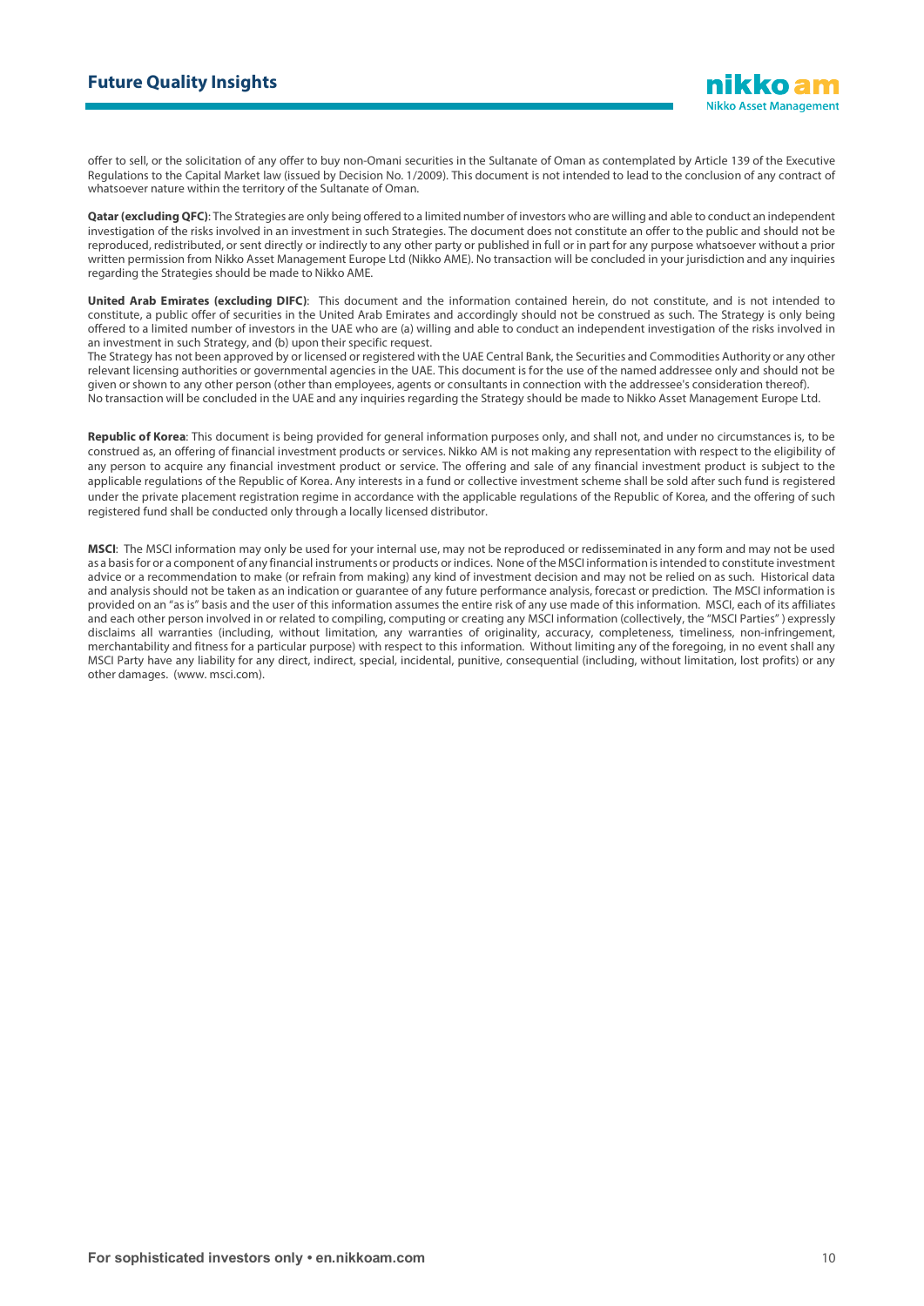offer to sell, or the solicitation of any offer to buy non-Omani securities in the Sultanate of Oman as contemplated by Article 139 of the Executive Regulations to the Capital Market law (issued by Decision No. 1/2009). This document is not intended to lead to the conclusion of any contract of whatsoever nature within the territory of the Sultanate of Oman.

**Qatar (excluding QFC)**: The Strategies are only being offered to a limited number of investors who are willing and able to conduct an independent investigation of the risks involved in an investment in such Strategies. The document does not constitute an offer to the public and should not be reproduced, redistributed, or sent directly or indirectly to any other party or published in full or in part for any purpose whatsoever without a prior written permission from Nikko Asset Management Europe Ltd (Nikko AME). No transaction will be concluded in your jurisdiction and any inquiries regarding the Strategies should be made to Nikko AME.

**United Arab Emirates (excluding DIFC)**: This document and the information contained herein, do not constitute, and is not intended to constitute, a public offer of securities in the United Arab Emirates and accordingly should not be construed as such. The Strategy is only being offered to a limited number of investors in the UAE who are (a) willing and able to conduct an independent investigation of the risks involved in an investment in such Strategy, and (b) upon their specific request.
The Strategy has not been approved by or licensed or registered with the UAE Central Bank, the Securities and Commodities Authority or any other relevant licensing authorities or governmental agencies in the UAE. This document is for the use of the named addressee only and should not be given or shown to any other person (other than employees, agents or consultants in connection with the addressee's consideration thereof).
No transaction will be concluded in the UAE and any inquiries regarding the Strategy should be made to Nikko Asset Management Europe Ltd.

**Republic of Korea**: This document is being provided for general information purposes only, and shall not, and under no circumstances is, to be construed as, an offering of financial investment products or services. Nikko AM is not making any representation with respect to the eligibility of any person to acquire any financial investment product or service. The offering and sale of any financial investment product is subject to the applicable regulations of the Republic of Korea. Any interests in a fund or collective investment scheme shall be sold after such fund is registered under the private placement registration regime in accordance with the applicable regulations of the Republic of Korea, and the offering of such registered fund shall be conducted only through a locally licensed distributor.

**MSCI**: The MSCI information may only be used for your internal use, may not be reproduced or redisseminated in any form and may not be used as a basis for or a component of any financial instruments or products or indices. None of the MSCI information is intended to constitute investment advice or a recommendation to make (or refrain from making) any kind of investment decision and may not be relied on as such. Historical data and analysis should not be taken as an indication or guarantee of any future performance analysis, forecast or prediction. The MSCI information is provided on an "as is" basis and the user of this information assumes the entire risk of any use made of this information. MSCI, each of its affiliates and each other person involved in or related to compiling, computing or creating any MSCI information (collectively, the "MSCI Parties") expressly disclaims all warranties (including, without limitation, any warranties of originality, accuracy, completeness, timeliness, non-infringement, merchantability and fitness for a particular purpose) with respect to this information. Without limiting any of the foregoing, in no event shall any MSCI Party have any liability for any direct, indirect, special, incidental, punitive, consequential (including, without limitation, lost profits) or any other damages. (www. msci.com).